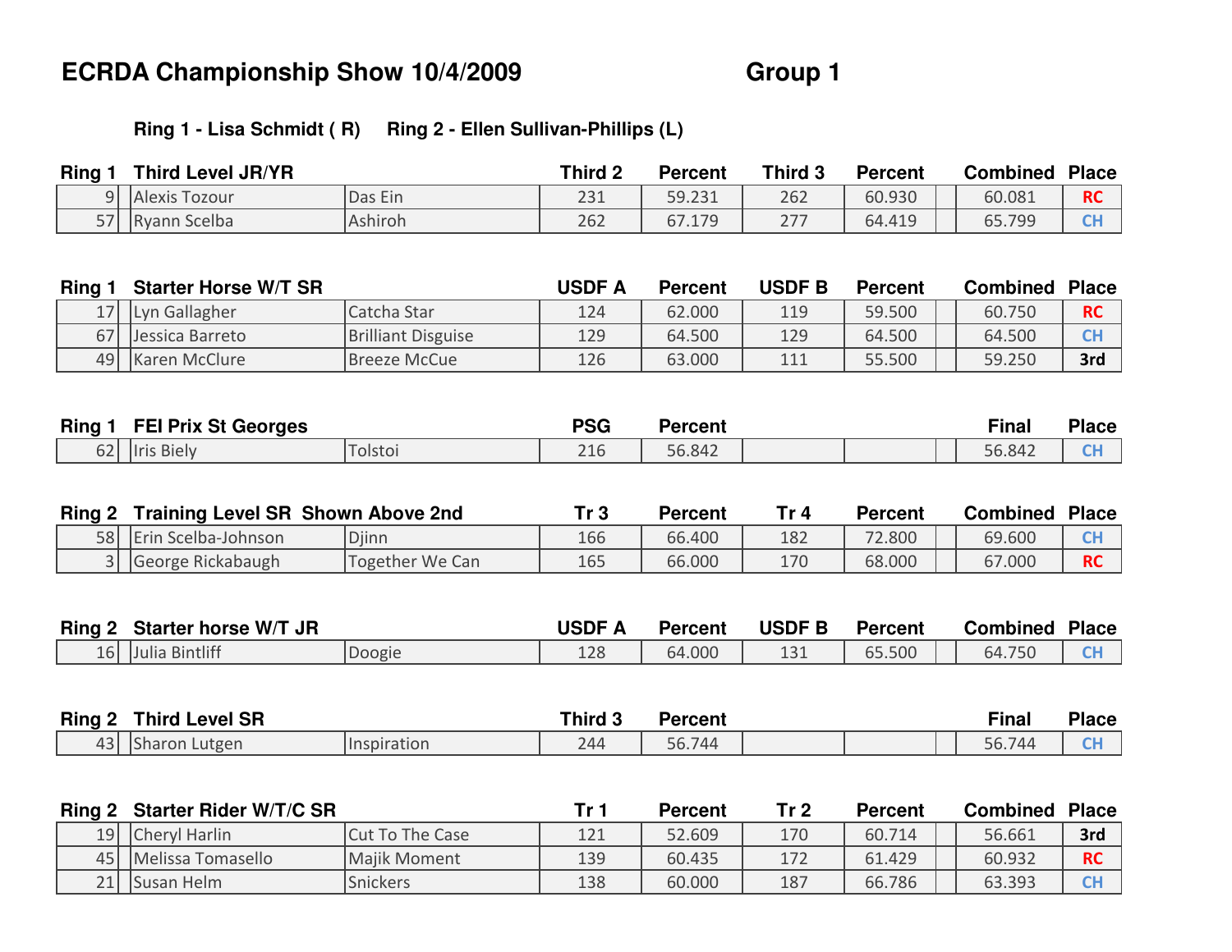# ECRDA Championship Show 10/4/2009 Group 1

**Ring 1 - Lisa Schmidt ( R) Ring 2 - Ellen Sullivan-Phillips (L)**

| Ring 1 | Third Level JR/YR | | Third 2 | Percent | Third 3 | Percent | | Combined | Place |
|---|---|---|---|---|---|---|---|---|---|
| 9 | Alexis Tozour | Das Ein | 231 | 59.231 | 262 | 60.930 | | 60.081 | RC |
| 57 | Ryann Scelba | Ashiroh | 262 | 67.179 | 277 | 64.419 | | 65.799 | CH |

| Ring 1 | Starter Horse W/T SR | | USDF A | Percent | USDF B | Percent | | Combined | Place |
|---|---|---|---|---|---|---|---|---|---|
| 17 | Lyn Gallagher | Catcha Star | 124 | 62.000 | 119 | 59.500 | | 60.750 | RC |
| 67 | Jessica Barreto | Brilliant Disguise | 129 | 64.500 | 129 | 64.500 | | 64.500 | CH |
| 49 | Karen McClure | Breeze McCue | 126 | 63.000 | 111 | 55.500 | | 59.250 | 3rd |

| Ring 1 | FEI Prix St Georges | | PSG | Percent | | | | Final | Place |
|---|---|---|---|---|---|---|---|---|---|
| 62 | Iris Biely | Tolstoi | 216 | 56.842 | | | | 56.842 | CH |

| Ring 2 | Training Level SR Shown Above 2nd | | Tr 3 | Percent | Tr 4 | Percent | | Combined | Place |
|---|---|---|---|---|---|---|---|---|---|
| 58 | Erin Scelba-Johnson | Djinn | 166 | 66.400 | 182 | 72.800 | | 69.600 | CH |
| 3 | George Rickabaugh | Together We Can | 165 | 66.000 | 170 | 68.000 | | 67.000 | RC |

| Ring 2 | Starter horse W/T JR | | USDF A | Percent | USDF B | Percent | | Combined | Place |
|---|---|---|---|---|---|---|---|---|---|
| 16 | Julia Bintliff | Doogie | 128 | 64.000 | 131 | 65.500 | | 64.750 | CH |

| Ring 2 | Third Level SR | | Third 3 | Percent | | | | Final | Place |
|---|---|---|---|---|---|---|---|---|---|
| 43 | Sharon Lutgen | Inspiration | 244 | 56.744 | | | | 56.744 | CH |

| Ring 2 | Starter Rider W/T/C SR | | Tr 1 | Percent | Tr 2 | Percent | | Combined | Place |
|---|---|---|---|---|---|---|---|---|---|
| 19 | Cheryl Harlin | Cut To The Case | 121 | 52.609 | 170 | 60.714 | | 56.661 | 3rd |
| 45 | Melissa Tomasello | Majik Moment | 139 | 60.435 | 172 | 61.429 | | 60.932 | RC |
| 21 | Susan Helm | Snickers | 138 | 60.000 | 187 | 66.786 | | 63.393 | CH |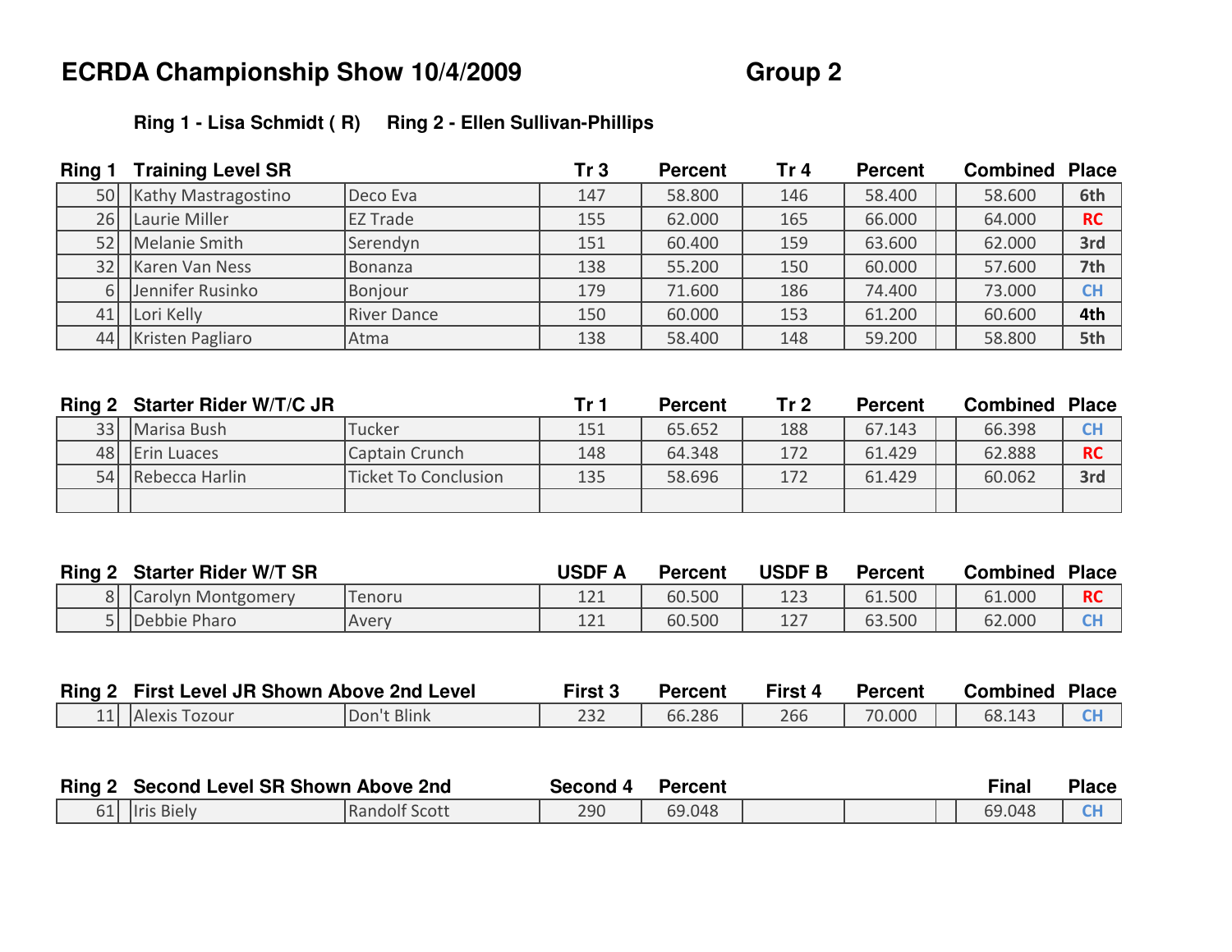# ECRDA Championship Show 10/4/2009 Group 2

**Ring 1 - Lisa Schmidt ( R) Ring 2 - Ellen Sullivan-Phillips**

| Ring 1 | Training Level SR | | Tr 3 | Percent | Tr 4 | Percent | | Combined | Place |
|---|---|---|---|---|---|---|---|---|---|
| 50 | Kathy Mastragostino | Deco Eva | 147 | 58.800 | 146 | 58.400 | | 58.600 | 6th |
| 26 | Laurie Miller | EZ Trade | 155 | 62.000 | 165 | 66.000 | | 64.000 | RC |
| 52 | Melanie Smith | Serendyn | 151 | 60.400 | 159 | 63.600 | | 62.000 | 3rd |
| 32 | Karen Van Ness | Bonanza | 138 | 55.200 | 150 | 60.000 | | 57.600 | 7th |
| 6 | Jennifer Rusinko | Bonjour | 179 | 71.600 | 186 | 74.400 | | 73.000 | CH |
| 41 | Lori Kelly | River Dance | 150 | 60.000 | 153 | 61.200 | | 60.600 | 4th |
| 44 | Kristen Pagliaro | Atma | 138 | 58.400 | 148 | 59.200 | | 58.800 | 5th |

| Ring 2 | Starter Rider W/T/C JR | | Tr 1 | Percent | Tr 2 | Percent | | Combined | Place |
|---|---|---|---|---|---|---|---|---|---|
| 33 | Marisa Bush | Tucker | 151 | 65.652 | 188 | 67.143 | | 66.398 | CH |
| 48 | Erin Luaces | Captain Crunch | 148 | 64.348 | 172 | 61.429 | | 62.888 | RC |
| 54 | Rebecca Harlin | Ticket To Conclusion | 135 | 58.696 | 172 | 61.429 | | 60.062 | 3rd |
| | | | | | | | | | |

| Ring 2 | Starter Rider W/T SR | | USDF A | Percent | USDF B | Percent | | Combined | Place |
|---|---|---|---|---|---|---|---|---|---|
| 8 | Carolyn Montgomery | Tenoru | 121 | 60.500 | 123 | 61.500 | | 61.000 | RC |
| 5 | Debbie Pharo | Avery | 121 | 60.500 | 127 | 63.500 | | 62.000 | CH |

| Ring 2 | First Level JR Shown Above 2nd Level | | First 3 | Percent | First 4 | Percent | | Combined | Place |
|---|---|---|---|---|---|---|---|---|---|
| 11 | Alexis Tozour | Don't Blink | 232 | 66.286 | 266 | 70.000 | | 68.143 | CH |

| Ring 2 | Second Level SR Shown Above 2nd | | Second 4 | Percent | | | | Final | Place |
|---|---|---|---|---|---|---|---|---|---|
| 61 | Iris Biely | Randolf Scott | 290 | 69.048 | | | | 69.048 | CH |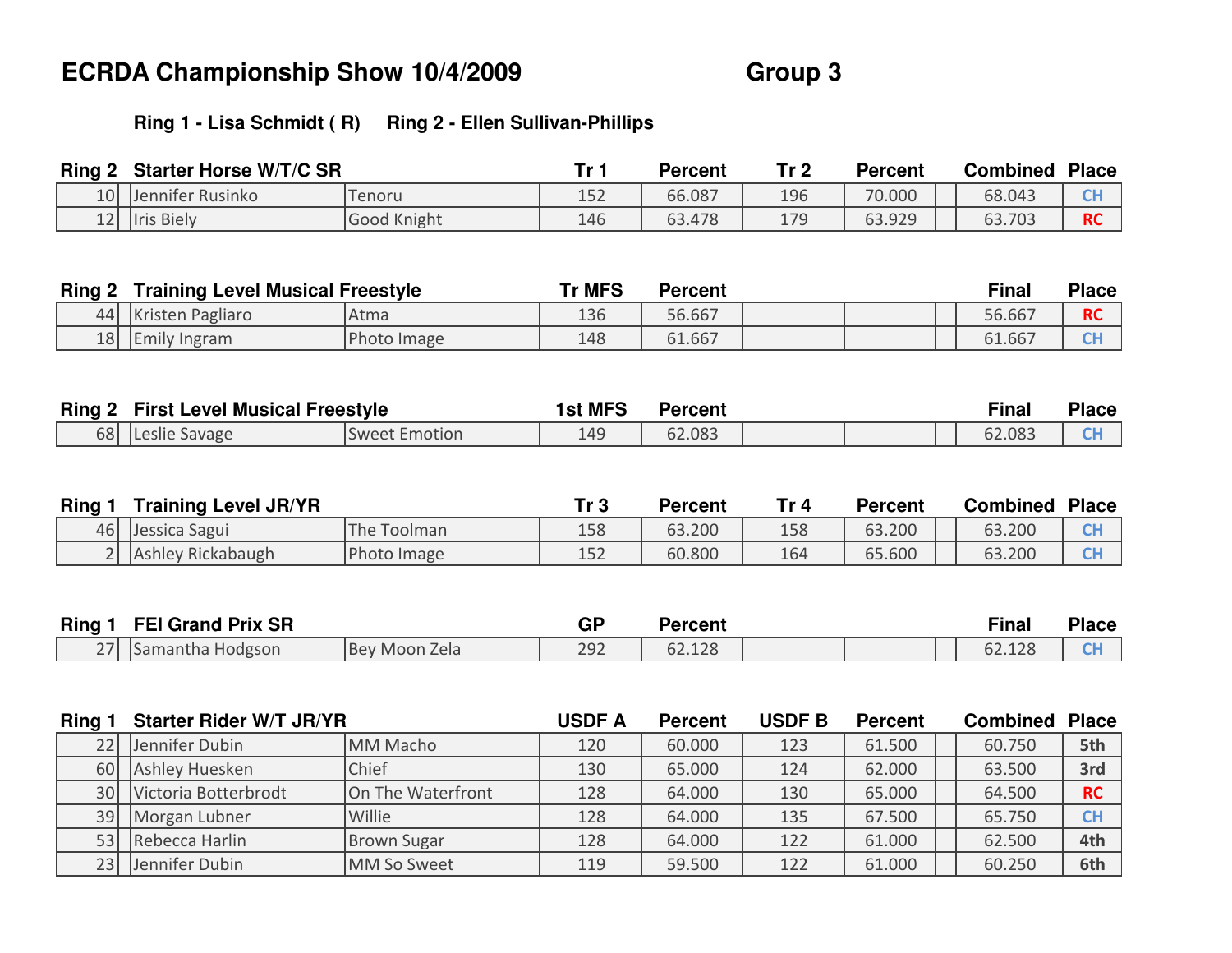# ECRDA Championship Show 10/4/2009 Group 3

**Ring 1 - Lisa Schmidt ( R) Ring 2 - Ellen Sullivan-Phillips**

| Ring 2 | Starter Horse W/T/C SR | | Tr 1 | Percent | Tr 2 | Percent | | Combined | Place |
|---|---|---|---|---|---|---|---|---|---|
| 10 | Jennifer Rusinko | Tenoru | 152 | 66.087 | 196 | 70.000 | | 68.043 | CH |
| 12 | Iris Biely | Good Knight | 146 | 63.478 | 179 | 63.929 | | 63.703 | RC |

| Ring 2 | Training Level Musical Freestyle | | Tr MFS | Percent | | | | Final | Place |
|---|---|---|---|---|---|---|---|---|---|
| 44 | Kristen Pagliaro | Atma | 136 | 56.667 | | | | 56.667 | RC |
| 18 | Emily Ingram | Photo Image | 148 | 61.667 | | | | 61.667 | CH |

| Ring 2 | First Level Musical Freestyle | | 1st MFS | Percent | | | | Final | Place |
|---|---|---|---|---|---|---|---|---|---|
| 68 | Leslie Savage | Sweet Emotion | 149 | 62.083 | | | | 62.083 | CH |

| Ring 1 | Training Level JR/YR | | Tr 3 | Percent | Tr 4 | Percent | | Combined | Place |
|---|---|---|---|---|---|---|---|---|---|
| 46 | Jessica Sagui | The Toolman | 158 | 63.200 | 158 | 63.200 | | 63.200 | CH |
| 2 | Ashley Rickabaugh | Photo Image | 152 | 60.800 | 164 | 65.600 | | 63.200 | CH |

| Ring 1 | FEI Grand Prix SR | | GP | Percent | | | | Final | Place |
|---|---|---|---|---|---|---|---|---|---|
| 27 | Samantha Hodgson | Bey Moon Zela | 292 | 62.128 | | | | 62.128 | CH |

| Ring 1 | Starter Rider W/T JR/YR | | USDF A | Percent | USDF B | Percent | | Combined | Place |
|---|---|---|---|---|---|---|---|---|---|
| 22 | Jennifer Dubin | MM Macho | 120 | 60.000 | 123 | 61.500 | | 60.750 | 5th |
| 60 | Ashley Huesken | Chief | 130 | 65.000 | 124 | 62.000 | | 63.500 | 3rd |
| 30 | Victoria Botterbrodt | On The Waterfront | 128 | 64.000 | 130 | 65.000 | | 64.500 | RC |
| 39 | Morgan Lubner | Willie | 128 | 64.000 | 135 | 67.500 | | 65.750 | CH |
| 53 | Rebecca Harlin | Brown Sugar | 128 | 64.000 | 122 | 61.000 | | 62.500 | 4th |
| 23 | Jennifer Dubin | MM So Sweet | 119 | 59.500 | 122 | 61.000 | | 60.250 | 6th |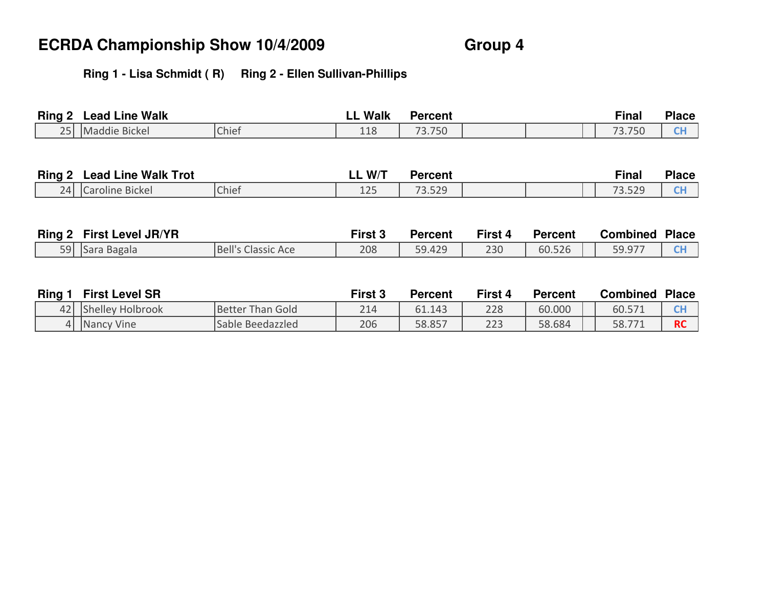# ECRDA Championship Show 10/4/2009 — Group 4

**Ring 1 - Lisa Schmidt ( R)   Ring 2 - Ellen Sullivan-Phillips**

| Ring 2 | Lead Line Walk | | LL Walk | Percent | | | | Final | Place |
|---|---|---|---|---|---|---|---|---|---|
| 25 | Maddie Bickel | Chief | 118 | 73.750 | | | | 73.750 | CH |

| Ring 2 | Lead Line Walk Trot | | LL W/T | Percent | | | | Final | Place |
|---|---|---|---|---|---|---|---|---|---|
| 24 | Caroline Bickel | Chief | 125 | 73.529 | | | | 73.529 | CH |

| Ring 2 | First Level JR/YR | | First 3 | Percent | First 4 | Percent | | Combined | Place |
|---|---|---|---|---|---|---|---|---|---|
| 59 | Sara Bagala | Bell's Classic Ace | 208 | 59.429 | 230 | 60.526 | | 59.977 | CH |

| Ring 1 | First Level SR | | First 3 | Percent | First 4 | Percent | | Combined | Place |
|---|---|---|---|---|---|---|---|---|---|
| 42 | Shelley Holbrook | Better Than Gold | 214 | 61.143 | 228 | 60.000 | | 60.571 | CH |
| 4 | Nancy Vine | Sable Beedazzled | 206 | 58.857 | 223 | 58.684 | | 58.771 | RC |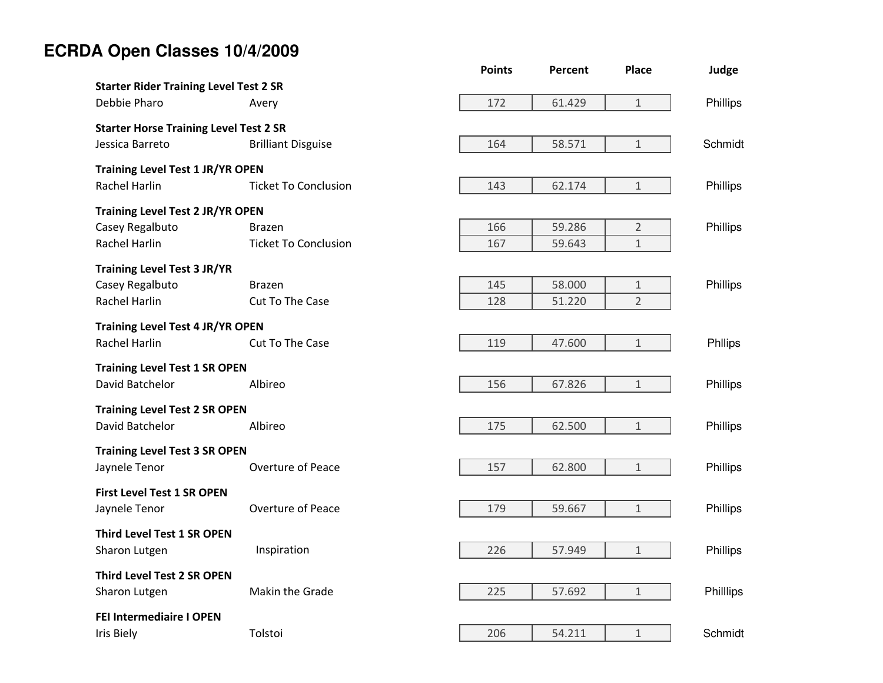# ECRDA Open Classes 10/4/2009

| Class / Rider | Horse | Points | Percent | Place | Judge |
|---|---|---|---|---|---|
| **Starter Rider Training Level Test 2 SR** | | | | | |
| Debbie Pharo | Avery | 172 | 61.429 | 1 | Phillips |
| **Starter Horse Training Level Test 2 SR** | | | | | |
| Jessica Barreto | Brilliant Disguise | 164 | 58.571 | 1 | Schmidt |
| **Training Level Test 1 JR/YR OPEN** | | | | | |
| Rachel Harlin | Ticket To Conclusion | 143 | 62.174 | 1 | Phillips |
| **Training Level Test 2 JR/YR OPEN** | | | | | |
| Casey Regalbuto | Brazen | 166 | 59.286 | 2 | Phillips |
| Rachel Harlin | Ticket To Conclusion | 167 | 59.643 | 1 | |
| **Training Level Test 3 JR/YR** | | | | | |
| Casey Regalbuto | Brazen | 145 | 58.000 | 1 | Phillips |
| Rachel Harlin | Cut To The Case | 128 | 51.220 | 2 | |
| **Training Level Test 4 JR/YR OPEN** | | | | | |
| Rachel Harlin | Cut To The Case | 119 | 47.600 | 1 | Phllips |
| **Training Level Test 1 SR OPEN** | | | | | |
| David Batchelor | Albireo | 156 | 67.826 | 1 | Phillips |
| **Training Level Test 2 SR OPEN** | | | | | |
| David Batchelor | Albireo | 175 | 62.500 | 1 | Phillips |
| **Training Level Test 3 SR OPEN** | | | | | |
| Jaynele Tenor | Overture of Peace | 157 | 62.800 | 1 | Phillips |
| **First Level Test 1 SR OPEN** | | | | | |
| Jaynele Tenor | Overture of Peace | 179 | 59.667 | 1 | Phillips |
| **Third Level Test 1 SR OPEN** | | | | | |
| Sharon Lutgen | Inspiration | 226 | 57.949 | 1 | Phillips |
| **Third Level Test 2 SR OPEN** | | | | | |
| Sharon Lutgen | Makin the Grade | 225 | 57.692 | 1 | Philllips |
| **FEI Intermediaire I OPEN** | | | | | |
| Iris Biely | Tolstoi | 206 | 54.211 | 1 | Schmidt |